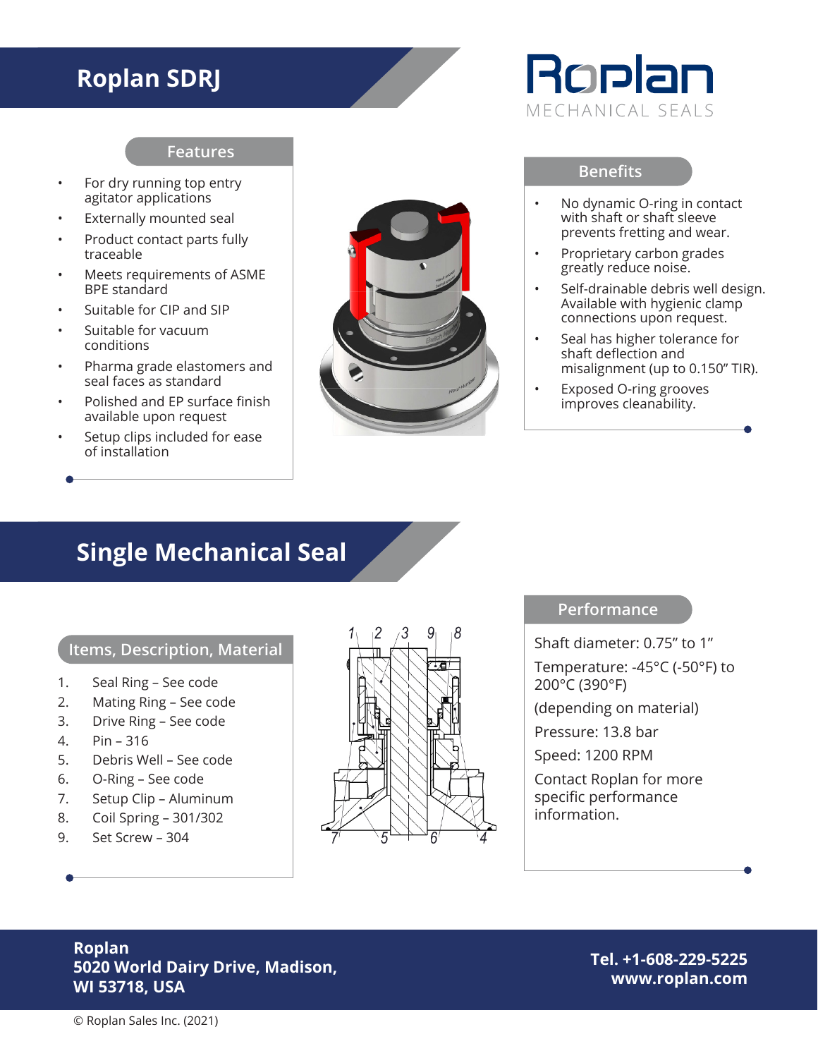# Roplan SDRJ

Roplan MECHANICAL SEALS

## Features

- For dry running top entry agitator applications
- Externally mounted seal
- Product contact parts fully traceable
- Meets requirements of ASME BPE standard
- Suitable for CIP and SIP
- Suitable for vacuum conditions
- Pharma grade elastomers and seal faces as standard
- Polished and EP surface finish available upon request
- Setup clips included for ease of installation

## Benefits

- No dynamic O-ring in contact with shaft or shaft sleeve prevents fretting and wear.
- Proprietary carbon grades greatly reduce noise.
- Self-drainable debris well design. Available with hygienic clamp connections upon request.
- Seal has higher tolerance for shaft deflection and misalignment (up to 0.150" TIR).
- Exposed O-ring grooves improves cleanability.

# Single Mechanical Seal

## Items, Description, Material

1. Seal Ring – See code
2. Mating Ring – See code
3. Drive Ring – See code
4. Pin – 316
5. Debris Well – See code
6. O-Ring – See code
7. Setup Clip – Aluminum
8. Coil Spring – 301/302
9. Set Screw – 304

## Performance

Shaft diameter: 0.75" to 1"

Temperature: -45°C (-50°F) to 200°C (390°F)

(depending on material)

Pressure: 13.8 bar

Speed: 1200 RPM

Contact Roplan for more specific performance information.

**Roplan**
**5020 World Dairy Drive, Madison, WI 53718, USA**

**Tel. +1-608-229-5225**
**www.roplan.com**

© Roplan Sales Inc. (2021)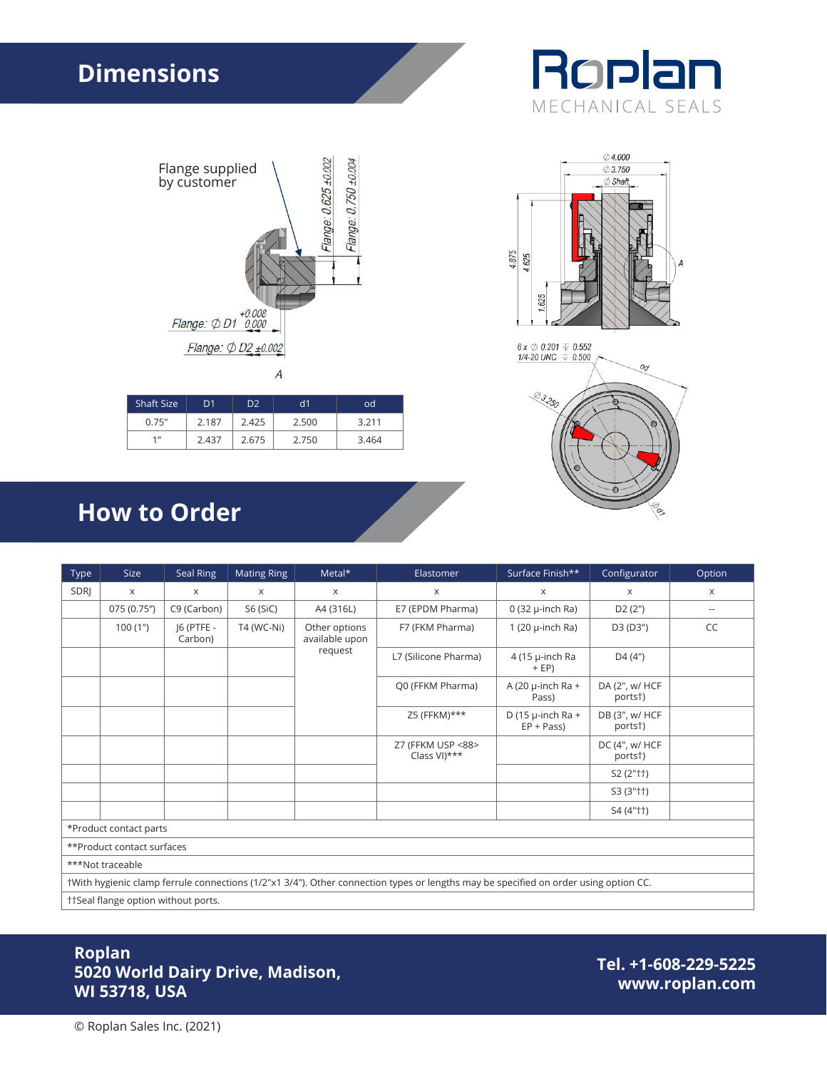## Dimensions

Roplan
MECHANICAL SEALS

Flange supplied by customer

Flange: 0.625 ±0.002

Flange: 0.750 ±0.004

Flange: ∅ D1 +0.008 0.000

Flange: ∅ D2 ±0.002

A

∅ 4.000

∅ 3.750

∅ Shaft

4.875

4.625

1.625

A

6 x ∅ 0.201 ↧ 0.552

1/4-20 UNC ↧ 0.500

od

∅ 3.250

∅ d1

| Shaft Size | D1 | D2 | d1 | od |
|---|---|---|---|---|
| 0.75" | 2.187 | 2.425 | 2.500 | 3.211 |
| 1" | 2.437 | 2.675 | 2.750 | 3.464 |

## How to Order

| Type | Size | Seal Ring | Mating Ring | Metal* | Elastomer | Surface Finish** | Configurator | Option |
|---|---|---|---|---|---|---|---|---|
| SDRJ | x | x | x | x | x | x | x | x |
| | 075 (0.75") | C9 (Carbon) | S6 (SiC) | A4 (316L) | E7 (EPDM Pharma) | 0 (32 µ-inch Ra) | D2 (2") | -- |
| | 100 (1") | J6 (PTFE - Carbon) | T4 (WC-Ni) | Other options available upon request | F7 (FKM Pharma) | 1 (20 µ-inch Ra) | D3 (D3") | CC |
| | | | | | L7 (Silicone Pharma) | 4 (15 µ-inch Ra + EP) | D4 (4") | |
| | | | | | Q0 (FFKM Pharma) | A (20 µ-inch Ra + Pass) | DA (2", w/ HCF ports†) | |
| | | | | | Z5 (FFKM)*** | D (15 µ-inch Ra + EP + Pass) | DB (3", w/ HCF ports†) | |
| | | | | | Z7 (FFKM USP <88> Class VI)*** | | DC (4", w/ HCF ports†) | |
| | | | | | | | S2 (2"††) | |
| | | | | | | | S3 (3"††) | |
| | | | | | | | S4 (4"††) | |

*Product contact parts

**Product contact surfaces

***Not traceable

†With hygienic clamp ferrule connections (1/2"x1 3/4"). Other connection types or lengths may be specified on order using option CC.

††Seal flange option without ports.

**Roplan**
**5020 World Dairy Drive, Madison,**
**WI 53718, USA**

**Tel. +1-608-229-5225**
**www.roplan.com**

© Roplan Sales Inc. (2021)